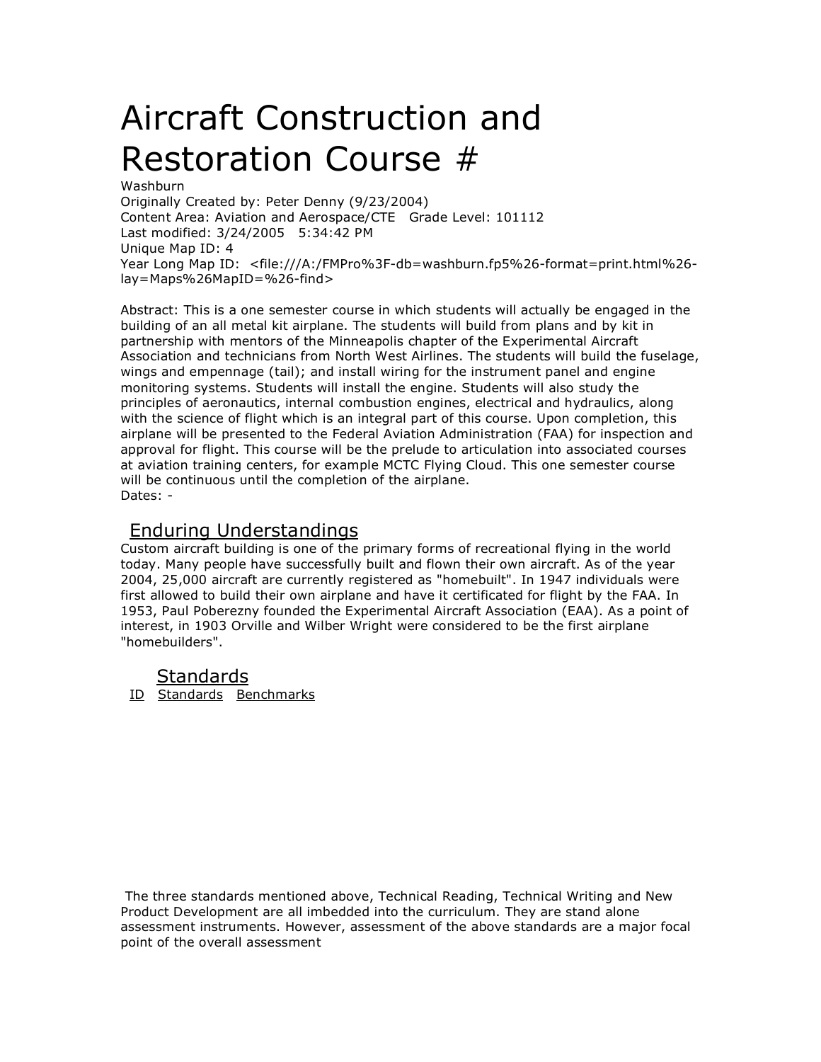# Aircraft Construction and Restoration Course #

Washburn
Originally Created by: Peter Denny (9/23/2004)
Content Area: Aviation and Aerospace/CTE Grade Level: 101112
Last modified: 3/24/2005 5:34:42 PM
Unique Map ID: 4
Year Long Map ID: <file:///A:/FMPro%3F-db=washburn.fp5%26-format=print.html%26-lay=Maps%26MapID=%26-find>

Abstract: This is a one semester course in which students will actually be engaged in the building of an all metal kit airplane. The students will build from plans and by kit in partnership with mentors of the Minneapolis chapter of the Experimental Aircraft Association and technicians from North West Airlines. The students will build the fuselage, wings and empennage (tail); and install wiring for the instrument panel and engine monitoring systems. Students will install the engine. Students will also study the principles of aeronautics, internal combustion engines, electrical and hydraulics, along with the science of flight which is an integral part of this course. Upon completion, this airplane will be presented to the Federal Aviation Administration (FAA) for inspection and approval for flight. This course will be the prelude to articulation into associated courses at aviation training centers, for example MCTC Flying Cloud. This one semester course will be continuous until the completion of the airplane.
Dates: -

## Enduring Understandings

Custom aircraft building is one of the primary forms of recreational flying in the world today. Many people have successfully built and flown their own aircraft. As of the year 2004, 25,000 aircraft are currently registered as "homebuilt". In 1947 individuals were first allowed to build their own airplane and have it certificated for flight by the FAA. In 1953, Paul Poberezny founded the Experimental Aircraft Association (EAA). As a point of interest, in 1903 Orville and Wilber Wright were considered to be the first airplane "homebuilders".

## Standards

| ID | Standards | Benchmarks |
|---|---|---|

The three standards mentioned above, Technical Reading, Technical Writing and New Product Development are all imbedded into the curriculum. They are stand alone assessment instruments. However, assessment of the above standards are a major focal point of the overall assessment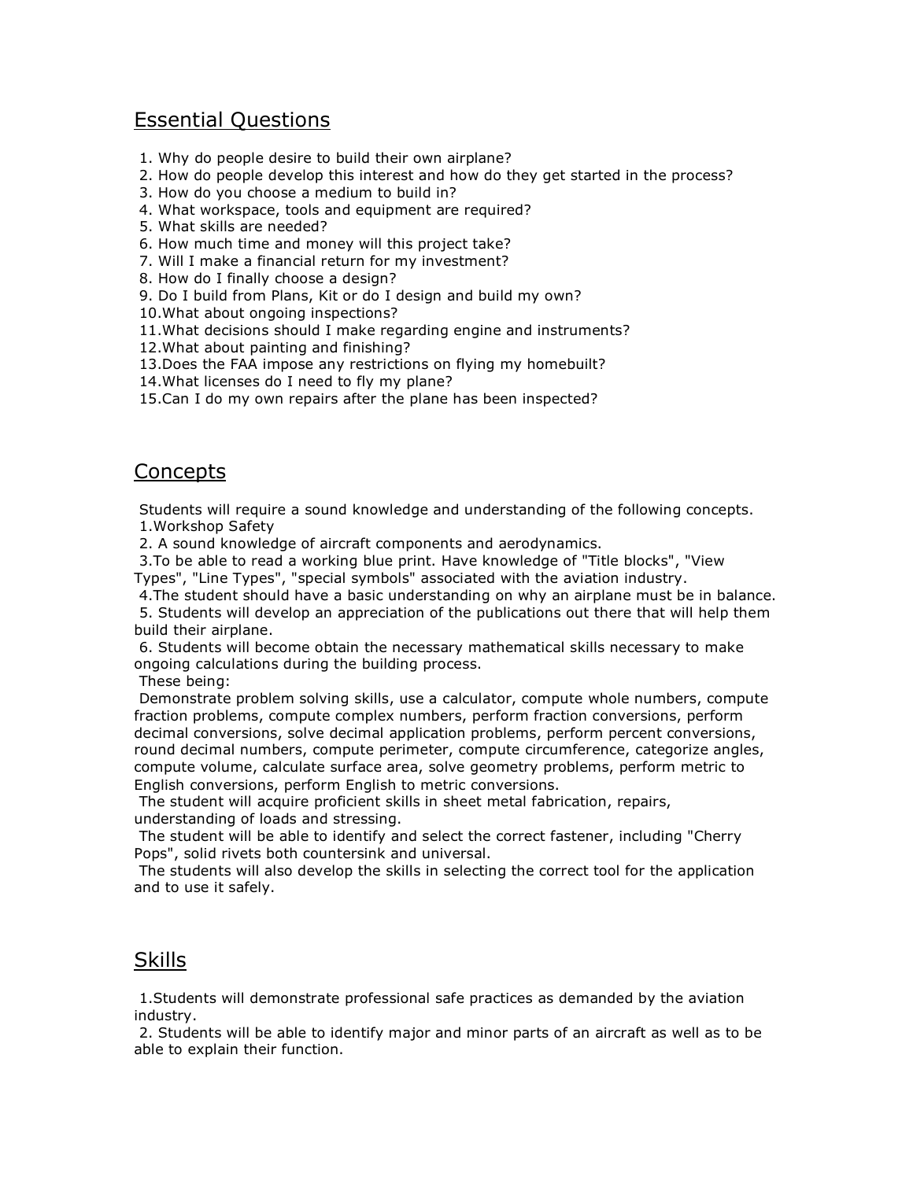## Essential Questions

1. Why do people desire to build their own airplane?
2. How do people develop this interest and how do they get started in the process?
3. How do you choose a medium to build in?
4. What workspace, tools and equipment are required?
5. What skills are needed?
6. How much time and money will this project take?
7. Will I make a financial return for my investment?
8. How do I finally choose a design?
9. Do I build from Plans, Kit or do I design and build my own?
10. What about ongoing inspections?
11. What decisions should I make regarding engine and instruments?
12. What about painting and finishing?
13. Does the FAA impose any restrictions on flying my homebuilt?
14. What licenses do I need to fly my plane?
15. Can I do my own repairs after the plane has been inspected?

## Concepts

Students will require a sound knowledge and understanding of the following concepts.

1. Workshop Safety
2. A sound knowledge of aircraft components and aerodynamics.
3. To be able to read a working blue print. Have knowledge of "Title blocks", "View Types", "Line Types", "special symbols" associated with the aviation industry.
4. The student should have a basic understanding on why an airplane must be in balance.
5. Students will develop an appreciation of the publications out there that will help them build their airplane.
6. Students will become obtain the necessary mathematical skills necessary to make ongoing calculations during the building process.

These being:

Demonstrate problem solving skills, use a calculator, compute whole numbers, compute fraction problems, compute complex numbers, perform fraction conversions, perform decimal conversions, solve decimal application problems, perform percent conversions, round decimal numbers, compute perimeter, compute circumference, categorize angles, compute volume, calculate surface area, solve geometry problems, perform metric to English conversions, perform English to metric conversions.

The student will acquire proficient skills in sheet metal fabrication, repairs, understanding of loads and stressing.

The student will be able to identify and select the correct fastener, including "Cherry Pops", solid rivets both countersink and universal.

The students will also develop the skills in selecting the correct tool for the application and to use it safely.

## Skills

1. Students will demonstrate professional safe practices as demanded by the aviation industry.
2. Students will be able to identify major and minor parts of an aircraft as well as to be able to explain their function.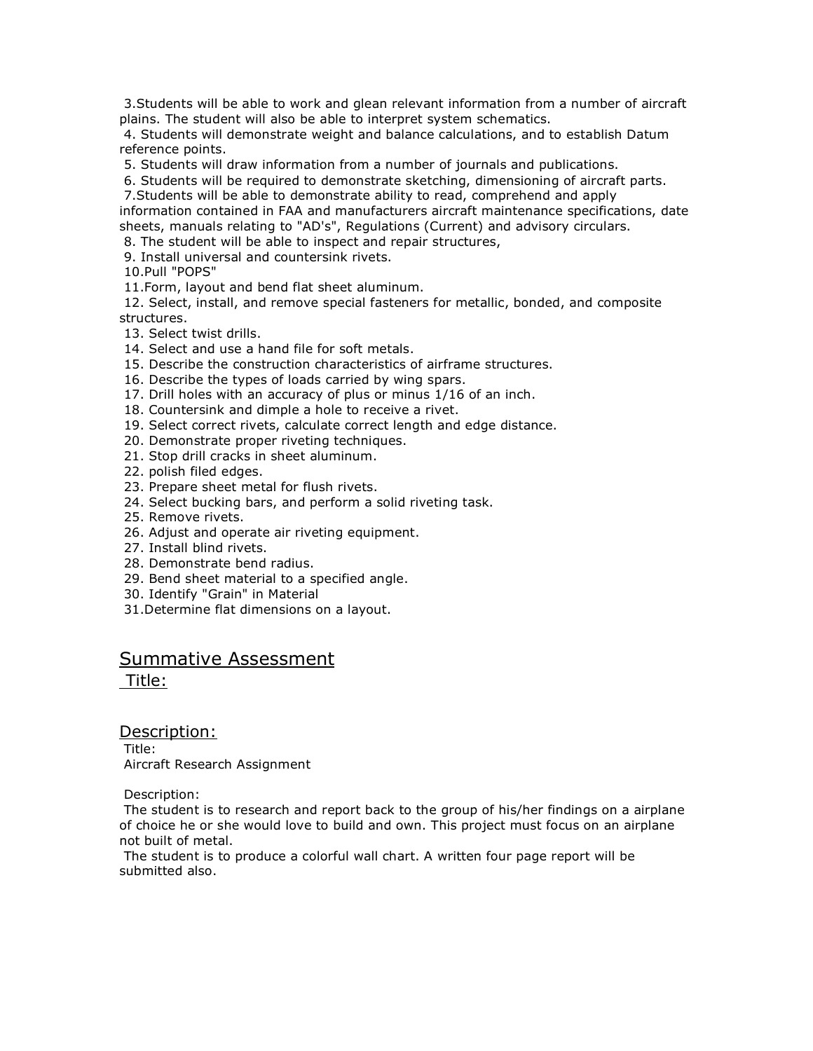3.Students will be able to work and glean relevant information from a number of aircraft plains. The student will also be able to interpret system schematics.

4. Students will demonstrate weight and balance calculations, and to establish Datum reference points.

5. Students will draw information from a number of journals and publications.

6. Students will be required to demonstrate sketching, dimensioning of aircraft parts.

7.Students will be able to demonstrate ability to read, comprehend and apply information contained in FAA and manufacturers aircraft maintenance specifications, date sheets, manuals relating to "AD's", Regulations (Current) and advisory circulars.

8. The student will be able to inspect and repair structures,

9. Install universal and countersink rivets.

10.Pull "POPS"

11.Form, layout and bend flat sheet aluminum.

12. Select, install, and remove special fasteners for metallic, bonded, and composite structures.

13. Select twist drills.

14. Select and use a hand file for soft metals.

15. Describe the construction characteristics of airframe structures.

16. Describe the types of loads carried by wing spars.

17. Drill holes with an accuracy of plus or minus 1/16 of an inch.

18. Countersink and dimple a hole to receive a rivet.

19. Select correct rivets, calculate correct length and edge distance.

20. Demonstrate proper riveting techniques.

21. Stop drill cracks in sheet aluminum.

22. polish filed edges.

23. Prepare sheet metal for flush rivets.

24. Select bucking bars, and perform a solid riveting task.

25. Remove rivets.

26. Adjust and operate air riveting equipment.

27. Install blind rivets.

28. Demonstrate bend radius.

29. Bend sheet material to a specified angle.

30. Identify "Grain" in Material

31.Determine flat dimensions on a layout.

## Summative Assessment

Title:

## Description:

Title:
Aircraft Research Assignment

Description:
The student is to research and report back to the group of his/her findings on a airplane of choice he or she would love to build and own. This project must focus on an airplane not built of metal.
The student is to produce a colorful wall chart. A written four page report will be submitted also.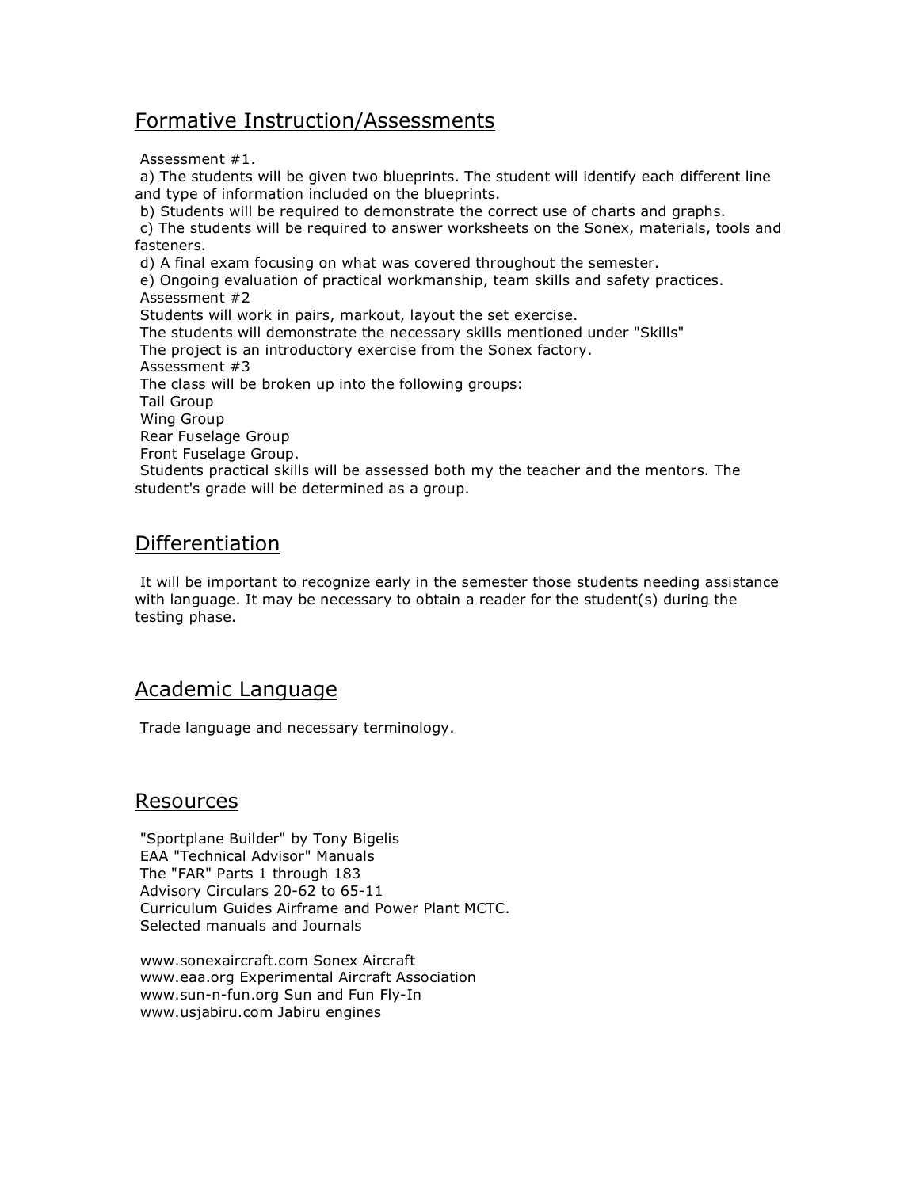## Formative Instruction/Assessments

Assessment #1.

a) The students will be given two blueprints. The student will identify each different line and type of information included on the blueprints.

b) Students will be required to demonstrate the correct use of charts and graphs.

c) The students will be required to answer worksheets on the Sonex, materials, tools and fasteners.

d) A final exam focusing on what was covered throughout the semester.

e) Ongoing evaluation of practical workmanship, team skills and safety practices.

Assessment #2

Students will work in pairs, markout, layout the set exercise.

The students will demonstrate the necessary skills mentioned under "Skills"

The project is an introductory exercise from the Sonex factory.

Assessment #3

The class will be broken up into the following groups:

Tail Group

Wing Group

Rear Fuselage Group

Front Fuselage Group.

Students practical skills will be assessed both my the teacher and the mentors. The student's grade will be determined as a group.

## Differentiation

It will be important to recognize early in the semester those students needing assistance with language. It may be necessary to obtain a reader for the student(s) during the testing phase.

## Academic Language

Trade language and necessary terminology.

## Resources

"Sportplane Builder" by Tony Bigelis
EAA "Technical Advisor" Manuals
The "FAR" Parts 1 through 183
Advisory Circulars 20-62 to 65-11
Curriculum Guides Airframe and Power Plant MCTC.
Selected manuals and Journals

www.sonexaircraft.com Sonex Aircraft
www.eaa.org Experimental Aircraft Association
www.sun-n-fun.org Sun and Fun Fly-In
www.usjabiru.com Jabiru engines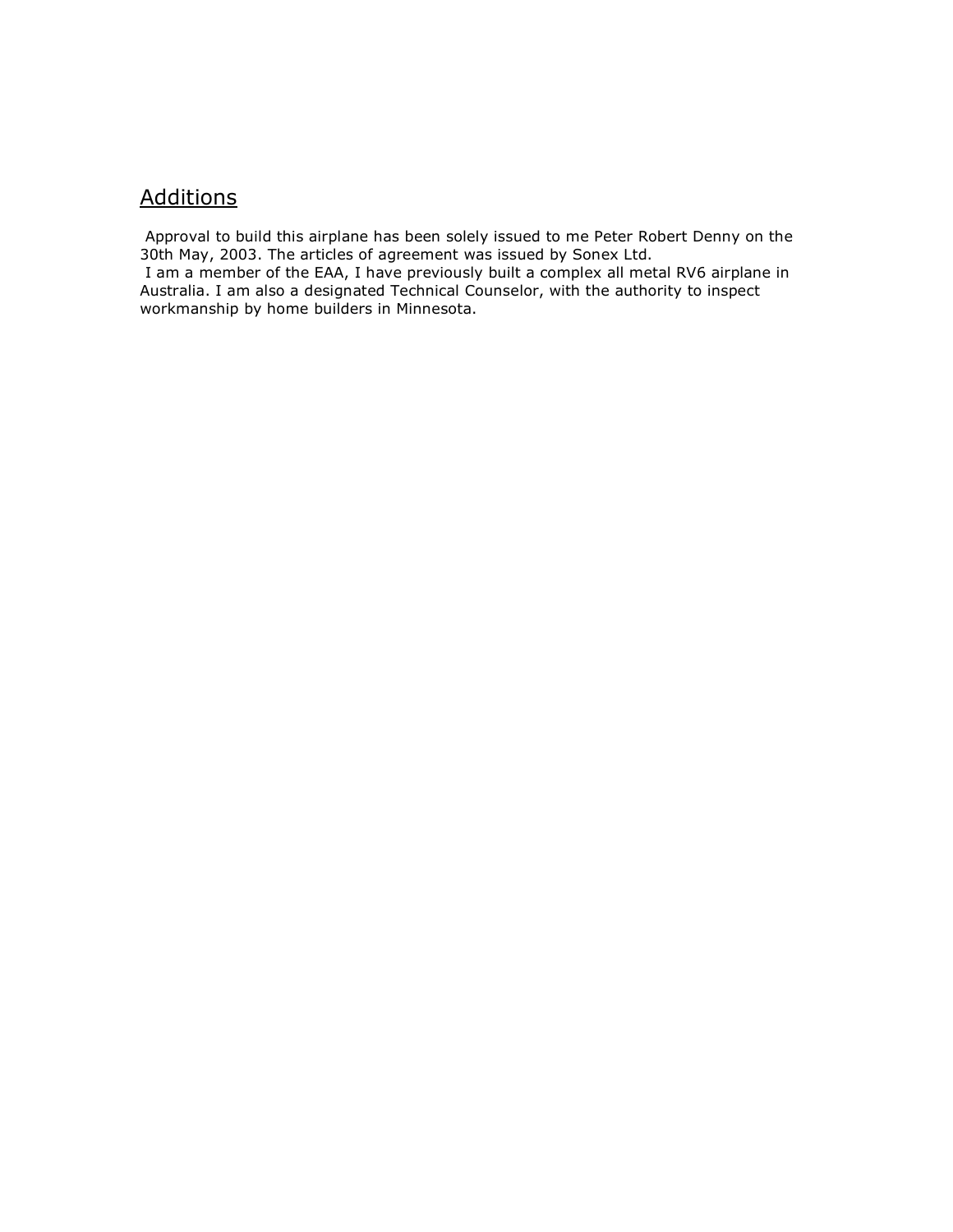## Additions

Approval to build this airplane has been solely issued to me Peter Robert Denny on the 30th May, 2003. The articles of agreement was issued by Sonex Ltd.

I am a member of the EAA, I have previously built a complex all metal RV6 airplane in Australia. I am also a designated Technical Counselor, with the authority to inspect workmanship by home builders in Minnesota.